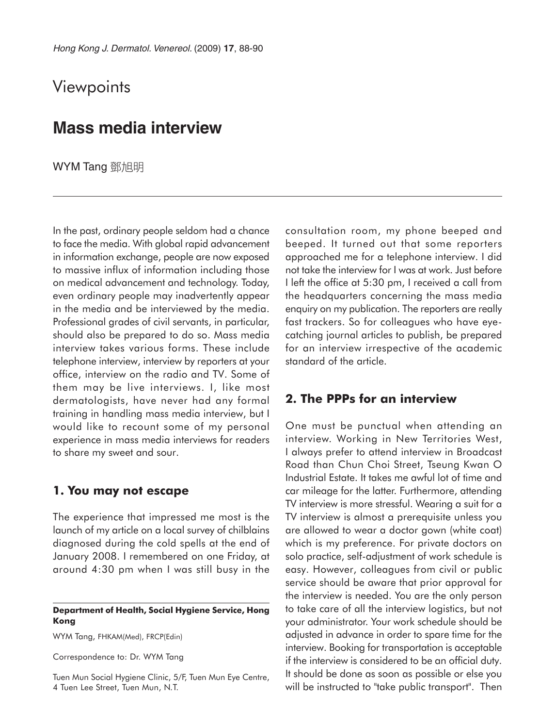Viewpoints

# Mass media interview

WYM Tang 鄧旭明

In the past, ordinary people seldom had a chance to face the media. With global rapid advancement in information exchange, people are now exposed to massive influx of information including those on medical advancement and technology. Today, even ordinary people may inadvertently appear in the media and be interviewed by the media. Professional grades of civil servants, in particular, should also be prepared to do so. Mass media interview takes various forms. These include telephone interview, interview by reporters at your office, interview on the radio and TV. Some of them may be live interviews. I, like most dermatologists, have never had any formal training in handling mass media interview, but I would like to recount some of my personal experience in mass media interviews for readers to share my sweet and sour.

## 1. You may not escape

The experience that impressed me most is the launch of my article on a local survey of chilblains diagnosed during the cold spells at the end of January 2008. I remembered on one Friday, at around 4:30 pm when I was still busy in the consultation room, my phone beeped and beeped. It turned out that some reporters approached me for a telephone interview. I did not take the interview for I was at work. Just before I left the office at 5:30 pm, I received a call from the headquarters concerning the mass media enquiry on my publication. The reporters are really fast trackers. So for colleagues who have eye-catching journal articles to publish, be prepared for an interview irrespective of the academic standard of the article.

## 2. The PPPs for an interview

One must be punctual when attending an interview. Working in New Territories West, I always prefer to attend interview in Broadcast Road than Chun Choi Street, Tseung Kwan O Industrial Estate. It takes me awful lot of time and car mileage for the latter. Furthermore, attending TV interview is more stressful. Wearing a suit for a TV interview is almost a prerequisite unless you are allowed to wear a doctor gown (white coat) which is my preference. For private doctors on solo practice, self-adjustment of work schedule is easy. However, colleagues from civil or public service should be aware that prior approval for the interview is needed. You are the only person to take care of all the interview logistics, but not your administrator. Your work schedule should be adjusted in advance in order to spare time for the interview. Booking for transportation is acceptable if the interview is considered to be an official duty. It should be done as soon as possible or else you will be instructed to "take public transport". Then

**Department of Health, Social Hygiene Service, Hong Kong**

WYM Tang, FHKAM(Med), FRCP(Edin)

Correspondence to: Dr. WYM Tang

Tuen Mun Social Hygiene Clinic, 5/F, Tuen Mun Eye Centre, 4 Tuen Lee Street, Tuen Mun, N.T.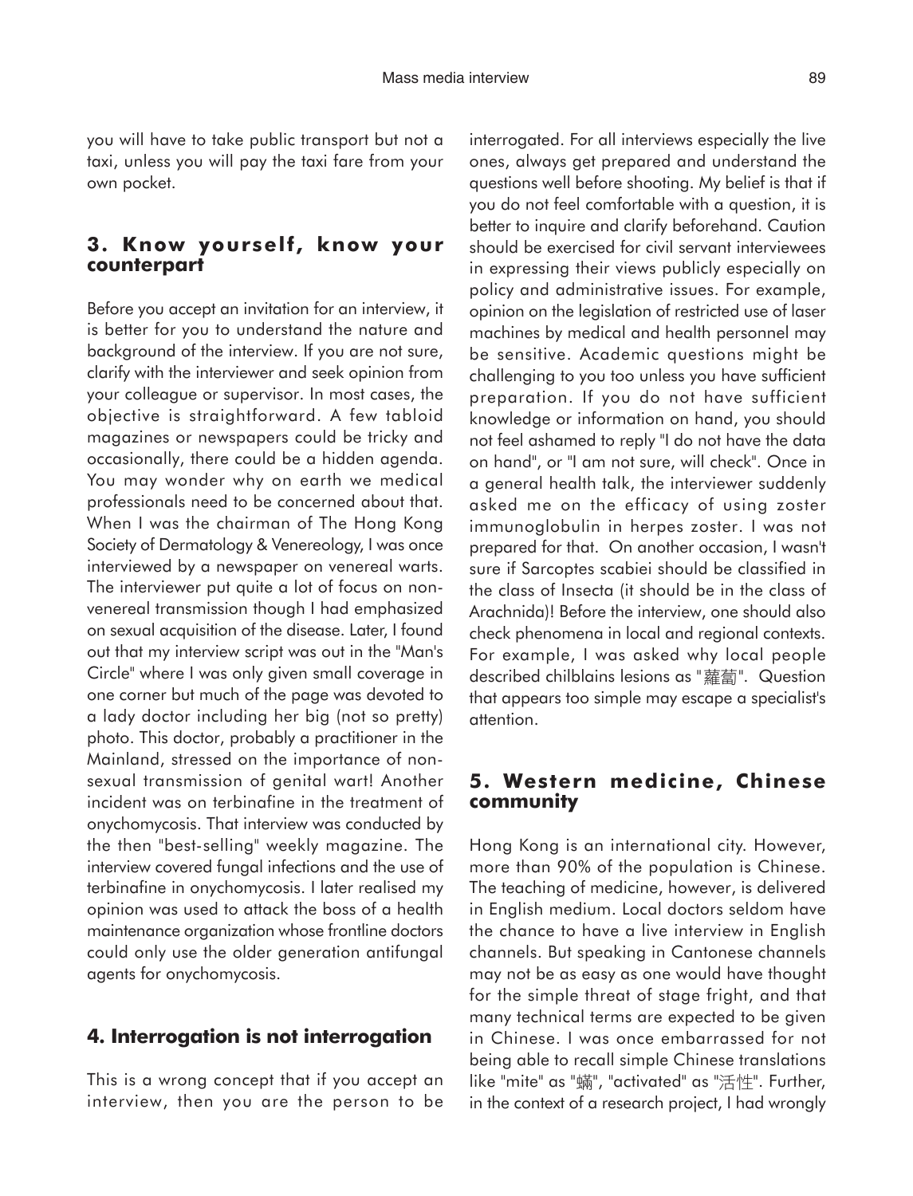you will have to take public transport but not a taxi, unless you will pay the taxi fare from your own pocket.

## 3. Know yourself, know your counterpart

Before you accept an invitation for an interview, it is better for you to understand the nature and background of the interview. If you are not sure, clarify with the interviewer and seek opinion from your colleague or supervisor. In most cases, the objective is straightforward. A few tabloid magazines or newspapers could be tricky and occasionally, there could be a hidden agenda. You may wonder why on earth we medical professionals need to be concerned about that. When I was the chairman of The Hong Kong Society of Dermatology & Venereology, I was once interviewed by a newspaper on venereal warts. The interviewer put quite a lot of focus on non-venereal transmission though I had emphasized on sexual acquisition of the disease. Later, I found out that my interview script was out in the "Man's Circle" where I was only given small coverage in one corner but much of the page was devoted to a lady doctor including her big (not so pretty) photo. This doctor, probably a practitioner in the Mainland, stressed on the importance of non-sexual transmission of genital wart! Another incident was on terbinafine in the treatment of onychomycosis. That interview was conducted by the then "best-selling" weekly magazine. The interview covered fungal infections and the use of terbinafine in onychomycosis. I later realised my opinion was used to attack the boss of a health maintenance organization whose frontline doctors could only use the older generation antifungal agents for onychomycosis.

## 4. Interrogation is not interrogation

This is a wrong concept that if you accept an interview, then you are the person to be interrogated. For all interviews especially the live ones, always get prepared and understand the questions well before shooting. My belief is that if you do not feel comfortable with a question, it is better to inquire and clarify beforehand. Caution should be exercised for civil servant interviewees in expressing their views publicly especially on policy and administrative issues. For example, opinion on the legislation of restricted use of laser machines by medical and health personnel may be sensitive. Academic questions might be challenging to you too unless you have sufficient preparation. If you do not have sufficient knowledge or information on hand, you should not feel ashamed to reply "I do not have the data on hand", or "I am not sure, will check". Once in a general health talk, the interviewer suddenly asked me on the efficacy of using zoster immunoglobulin in herpes zoster. I was not prepared for that. On another occasion, I wasn't sure if Sarcoptes scabiei should be classified in the class of Insecta (it should be in the class of Arachnida)! Before the interview, one should also check phenomena in local and regional contexts. For example, I was asked why local people described chilblains lesions as "蘿蔔". Question that appears too simple may escape a specialist's attention.

## 5. Western medicine, Chinese community

Hong Kong is an international city. However, more than 90% of the population is Chinese. The teaching of medicine, however, is delivered in English medium. Local doctors seldom have the chance to have a live interview in English channels. But speaking in Cantonese channels may not be as easy as one would have thought for the simple threat of stage fright, and that many technical terms are expected to be given in Chinese. I was once embarrassed for not being able to recall simple Chinese translations like "mite" as "蟎", "activated" as "活性". Further, in the context of a research project, I had wrongly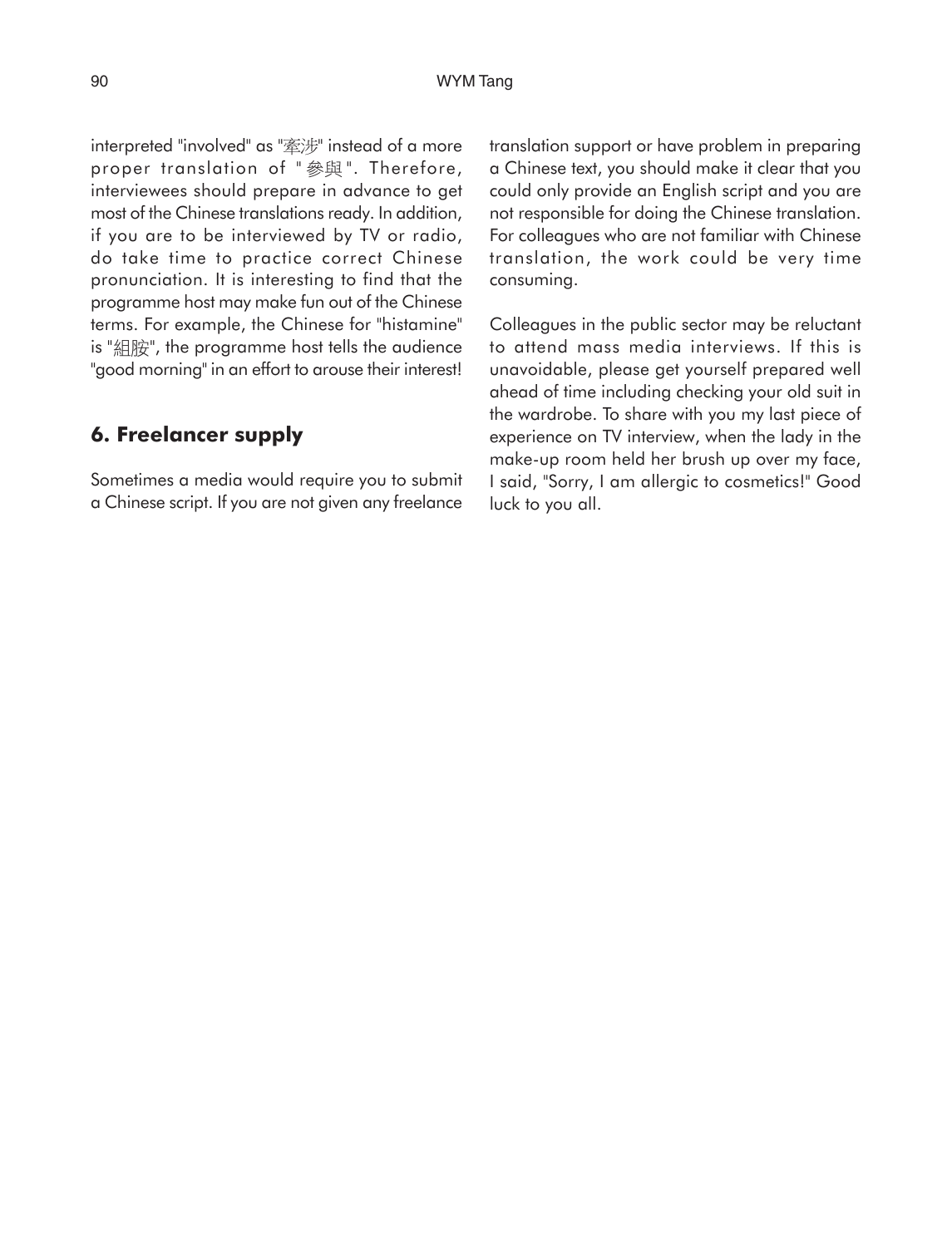interpreted "involved" as "牽涉" instead of a more proper translation of "參與". Therefore, interviewees should prepare in advance to get most of the Chinese translations ready. In addition, if you are to be interviewed by TV or radio, do take time to practice correct Chinese pronunciation. It is interesting to find that the programme host may make fun out of the Chinese terms. For example, the Chinese for "histamine" is "組胺", the programme host tells the audience "good morning" in an effort to arouse their interest!

## 6. Freelancer supply

Sometimes a media would require you to submit a Chinese script. If you are not given any freelance translation support or have problem in preparing a Chinese text, you should make it clear that you could only provide an English script and you are not responsible for doing the Chinese translation. For colleagues who are not familiar with Chinese translation, the work could be very time consuming.

Colleagues in the public sector may be reluctant to attend mass media interviews. If this is unavoidable, please get yourself prepared well ahead of time including checking your old suit in the wardrobe. To share with you my last piece of experience on TV interview, when the lady in the make-up room held her brush up over my face, I said, "Sorry, I am allergic to cosmetics!" Good luck to you all.